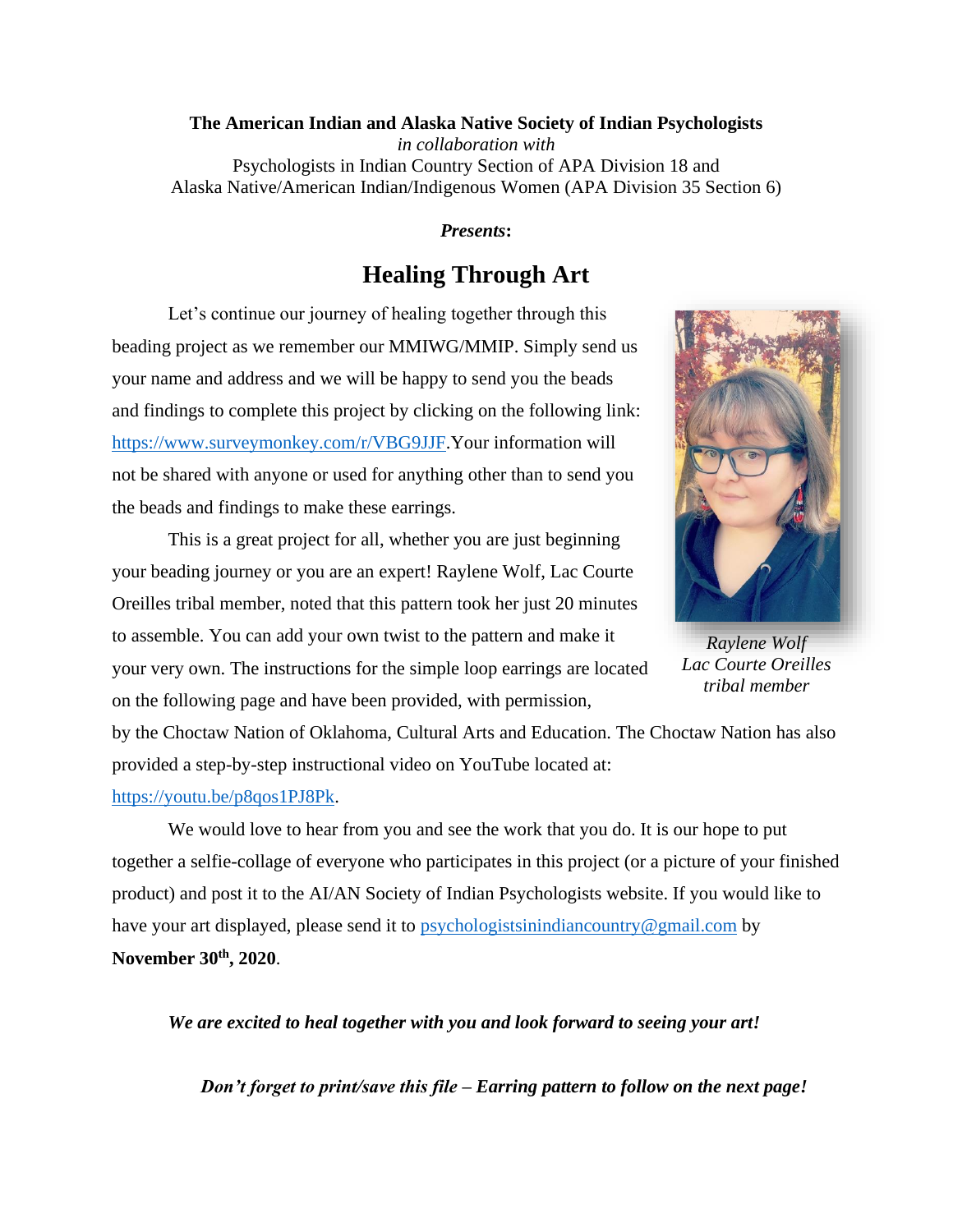**The American Indian and Alaska Native Society of Indian Psychologists**
*in collaboration with*
Psychologists in Indian Country Section of APA Division 18 and
Alaska Native/American Indian/Indigenous Women (APA Division 35 Section 6)

***Presents*:**

# Healing Through Art

Let's continue our journey of healing together through this beading project as we remember our MMIWG/MMIP. Simply send us your name and address and we will be happy to send you the beads and findings to complete this project by clicking on the following link: https://www.surveymonkey.com/r/VBG9JJF.Your information will not be shared with anyone or used for anything other than to send you the beads and findings to make these earrings.

This is a great project for all, whether you are just beginning your beading journey or you are an expert! Raylene Wolf, Lac Courte Oreilles tribal member, noted that this pattern took her just 20 minutes to assemble. You can add your own twist to the pattern and make it your very own. The instructions for the simple loop earrings are located on the following page and have been provided, with permission, by the Choctaw Nation of Oklahoma, Cultural Arts and Education. The Choctaw Nation has also provided a step-by-step instructional video on YouTube located at: https://youtu.be/p8qos1PJ8Pk.

*Raylene Wolf*
*Lac Courte Oreilles tribal member*

We would love to hear from you and see the work that you do. It is our hope to put together a selfie-collage of everyone who participates in this project (or a picture of your finished product) and post it to the AI/AN Society of Indian Psychologists website. If you would like to have your art displayed, please send it to psychologistsinindiancountry@gmail.com by **November 30th, 2020**.

***We are excited to heal together with you and look forward to seeing your art!***

***Don't forget to print/save this file – Earring pattern to follow on the next page!***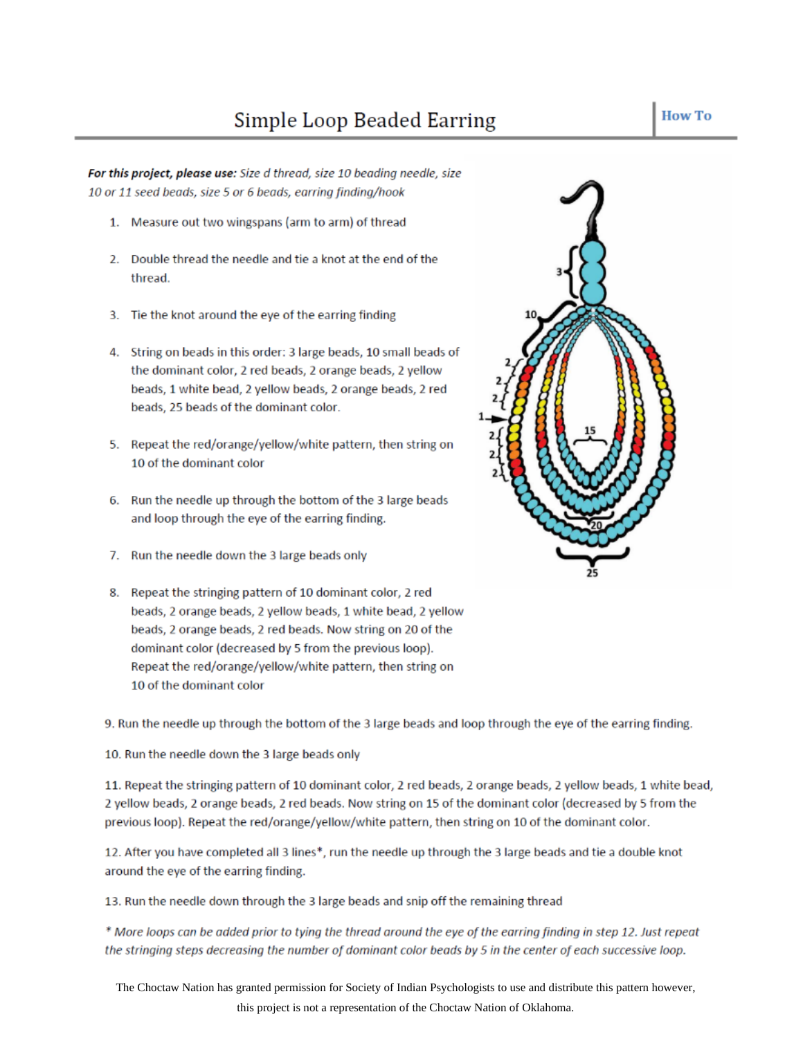# Simple Loop Beaded Earring

How To

***For this project, please use:*** *Size d thread, size 10 beading needle, size 10 or 11 seed beads, size 5 or 6 beads, earring finding/hook*

1. Measure out two wingspans (arm to arm) of thread
2. Double thread the needle and tie a knot at the end of the thread.
3. Tie the knot around the eye of the earring finding
4. String on beads in this order: 3 large beads, 10 small beads of the dominant color, 2 red beads, 2 orange beads, 2 yellow beads, 1 white bead, 2 yellow beads, 2 orange beads, 2 red beads, 25 beads of the dominant color.
5. Repeat the red/orange/yellow/white pattern, then string on 10 of the dominant color
6. Run the needle up through the bottom of the 3 large beads and loop through the eye of the earring finding.
7. Run the needle down the 3 large beads only
8. Repeat the stringing pattern of 10 dominant color, 2 red beads, 2 orange beads, 2 yellow beads, 1 white bead, 2 yellow beads, 2 orange beads, 2 red beads. Now string on 20 of the dominant color (decreased by 5 from the previous loop). Repeat the red/orange/yellow/white pattern, then string on 10 of the dominant color

3
10
2
2
2
1
2
2
2
15
20
25

9. Run the needle up through the bottom of the 3 large beads and loop through the eye of the earring finding.

10. Run the needle down the 3 large beads only

11. Repeat the stringing pattern of 10 dominant color, 2 red beads, 2 orange beads, 2 yellow beads, 1 white bead, 2 yellow beads, 2 orange beads, 2 red beads. Now string on 15 of the dominant color (decreased by 5 from the previous loop). Repeat the red/orange/yellow/white pattern, then string on 10 of the dominant color.

12. After you have completed all 3 lines*, run the needle up through the 3 large beads and tie a double knot around the eye of the earring finding.

13. Run the needle down through the 3 large beads and snip off the remaining thread

*\* More loops can be added prior to tying the thread around the eye of the earring finding in step 12. Just repeat the stringing steps decreasing the number of dominant color beads by 5 in the center of each successive loop.*

The Choctaw Nation has granted permission for Society of Indian Psychologists to use and distribute this pattern however, this project is not a representation of the Choctaw Nation of Oklahoma.